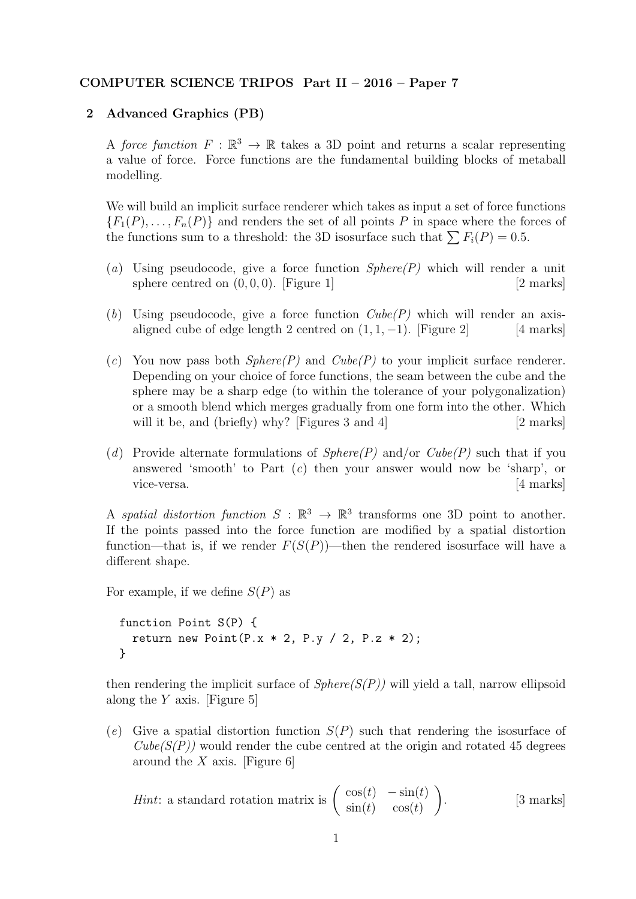**COMPUTER SCIENCE TRIPOS Part II – 2016 – Paper 7**

## 2 Advanced Graphics (PB)

A *force function* $F : \mathbb{R}^3 \rightarrow \mathbb{R}$ takes a 3D point and returns a scalar representing a value of force. Force functions are the fundamental building blocks of metaball modelling.

We will build an implicit surface renderer which takes as input a set of force functions $\{F_1(P), \ldots, F_n(P)\}$ and renders the set of all points $P$ in space where the forces of the functions sum to a threshold: the 3D isosurface such that $\sum F_i(P) = 0.5$.

(*a*) Using pseudocode, give a force function *Sphere(P)* which will render a unit sphere centred on $(0, 0, 0)$. [Figure 1] [2 marks]

(*b*) Using pseudocode, give a force function *Cube(P)* which will render an axis-aligned cube of edge length 2 centred on $(1, 1, -1)$. [Figure 2] [4 marks]

(*c*) You now pass both *Sphere(P)* and *Cube(P)* to your implicit surface renderer. Depending on your choice of force functions, the seam between the cube and the sphere may be a sharp edge (to within the tolerance of your polygonalization) or a smooth blend which merges gradually from one form into the other. Which will it be, and (briefly) why? [Figures 3 and 4] [2 marks]

(*d*) Provide alternate formulations of *Sphere(P)* and/or *Cube(P)* such that if you answered 'smooth' to Part (*c*) then your answer would now be 'sharp', or vice-versa. [4 marks]

A *spatial distortion function* $S : \mathbb{R}^3 \rightarrow \mathbb{R}^3$ transforms one 3D point to another. If the points passed into the force function are modified by a spatial distortion function—that is, if we render $F(S(P))$—then the rendered isosurface will have a different shape.

For example, if we define $S(P)$ as

```
function Point S(P) {
  return new Point(P.x * 2, P.y / 2, P.z * 2);
}
```

then rendering the implicit surface of *Sphere(S(P))* will yield a tall, narrow ellipsoid along the $Y$ axis. [Figure 5]

(*e*) Give a spatial distortion function $S(P)$ such that rendering the isosurface of *Cube(S(P))* would render the cube centred at the origin and rotated 45 degrees around the $X$ axis. [Figure 6]

*Hint*: a standard rotation matrix is $\begin{pmatrix} \cos(t) & -\sin(t) \\ \sin(t) & \cos(t) \end{pmatrix}$. [3 marks]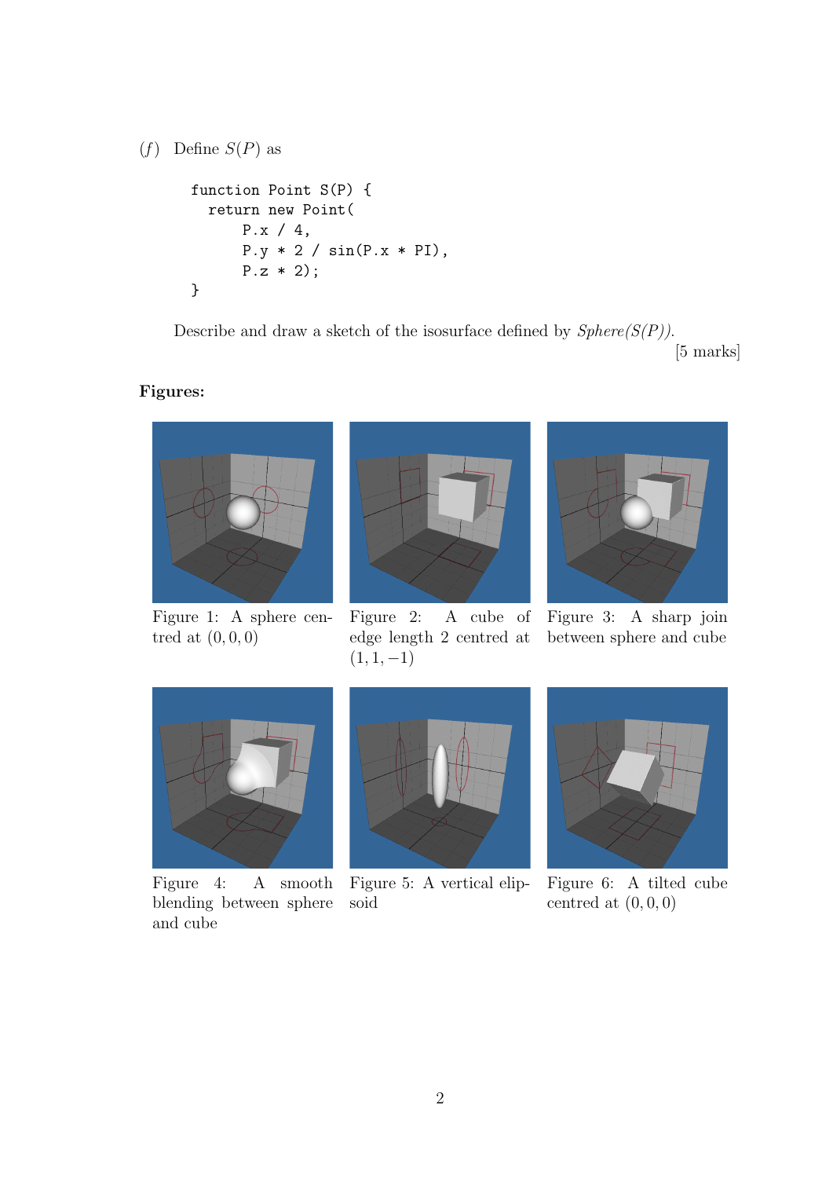(*f*) Define $S(P)$ as

```
function Point S(P) {
  return new Point(
      P.x / 4,
      P.y * 2 / sin(P.x * PI),
      P.z * 2);
}
```

Describe and draw a sketch of the isosurface defined by *Sphere(S(P))*.

[5 marks]

**Figures:**

Figure 1: A sphere centred at $(0, 0, 0)$

Figure 2: A cube of edge length 2 centred at $(1, 1, -1)$

Figure 3: A sharp join between sphere and cube

Figure 4: A smooth blending between sphere and cube

Figure 5: A vertical ellipsoid

Figure 6: A tilted cube centred at $(0, 0, 0)$